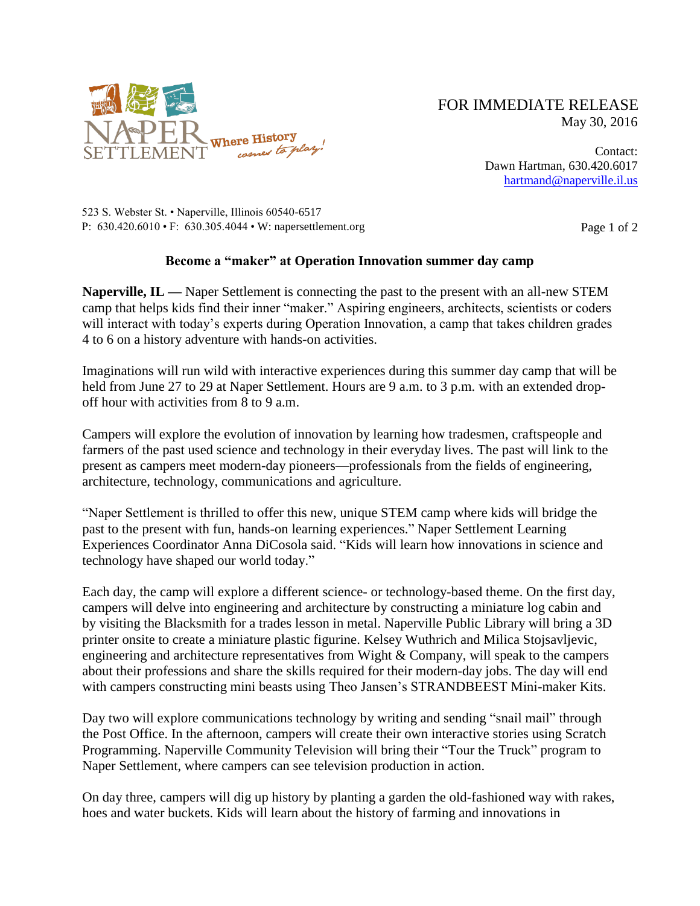FOR IMMEDIATE RELEASE
May 30, 2016

Contact:
Dawn Hartman, 630.420.6017
hartmand@naperville.il.us

523 S. Webster St. • Naperville, Illinois 60540-6517
P: 630.420.6010 • F: 630.305.4044 • W: napersettlement.org

## Become a "maker" at Operation Innovation summer day camp

**Naperville, IL —** Naper Settlement is connecting the past to the present with an all-new STEM camp that helps kids find their inner "maker." Aspiring engineers, architects, scientists or coders will interact with today's experts during Operation Innovation, a camp that takes children grades 4 to 6 on a history adventure with hands-on activities.

Imaginations will run wild with interactive experiences during this summer day camp that will be held from June 27 to 29 at Naper Settlement. Hours are 9 a.m. to 3 p.m. with an extended drop-off hour with activities from 8 to 9 a.m.

Campers will explore the evolution of innovation by learning how tradesmen, craftspeople and farmers of the past used science and technology in their everyday lives. The past will link to the present as campers meet modern-day pioneers—professionals from the fields of engineering, architecture, technology, communications and agriculture.

"Naper Settlement is thrilled to offer this new, unique STEM camp where kids will bridge the past to the present with fun, hands-on learning experiences." Naper Settlement Learning Experiences Coordinator Anna DiCosola said. "Kids will learn how innovations in science and technology have shaped our world today."

Each day, the camp will explore a different science- or technology-based theme. On the first day, campers will delve into engineering and architecture by constructing a miniature log cabin and by visiting the Blacksmith for a trades lesson in metal. Naperville Public Library will bring a 3D printer onsite to create a miniature plastic figurine. Kelsey Wuthrich and Milica Stojsavljevic, engineering and architecture representatives from Wight & Company, will speak to the campers about their professions and share the skills required for their modern-day jobs. The day will end with campers constructing mini beasts using Theo Jansen's STRANDBEEST Mini-maker Kits.

Day two will explore communications technology by writing and sending "snail mail" through the Post Office. In the afternoon, campers will create their own interactive stories using Scratch Programming. Naperville Community Television will bring their "Tour the Truck" program to Naper Settlement, where campers can see television production in action.

On day three, campers will dig up history by planting a garden the old-fashioned way with rakes, hoes and water buckets. Kids will learn about the history of farming and innovations in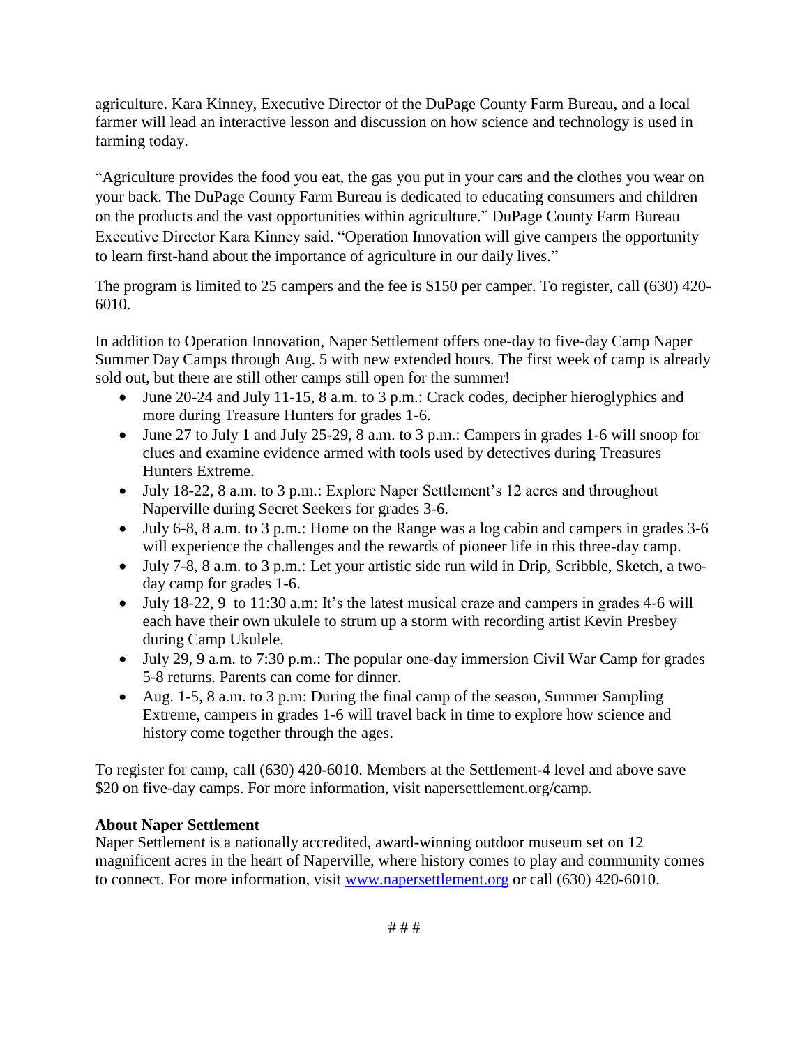agriculture. Kara Kinney, Executive Director of the DuPage County Farm Bureau, and a local farmer will lead an interactive lesson and discussion on how science and technology is used in farming today.

"Agriculture provides the food you eat, the gas you put in your cars and the clothes you wear on your back. The DuPage County Farm Bureau is dedicated to educating consumers and children on the products and the vast opportunities within agriculture." DuPage County Farm Bureau Executive Director Kara Kinney said. "Operation Innovation will give campers the opportunity to learn first-hand about the importance of agriculture in our daily lives."

The program is limited to 25 campers and the fee is $150 per camper. To register, call (630) 420-6010.

In addition to Operation Innovation, Naper Settlement offers one-day to five-day Camp Naper Summer Day Camps through Aug. 5 with new extended hours. The first week of camp is already sold out, but there are still other camps still open for the summer!

- June 20-24 and July 11-15, 8 a.m. to 3 p.m.: Crack codes, decipher hieroglyphics and more during Treasure Hunters for grades 1-6.
- June 27 to July 1 and July 25-29, 8 a.m. to 3 p.m.: Campers in grades 1-6 will snoop for clues and examine evidence armed with tools used by detectives during Treasures Hunters Extreme.
- July 18-22, 8 a.m. to 3 p.m.: Explore Naper Settlement's 12 acres and throughout Naperville during Secret Seekers for grades 3-6.
- July 6-8, 8 a.m. to 3 p.m.: Home on the Range was a log cabin and campers in grades 3-6 will experience the challenges and the rewards of pioneer life in this three-day camp.
- July 7-8, 8 a.m. to 3 p.m.: Let your artistic side run wild in Drip, Scribble, Sketch, a two-day camp for grades 1-6.
- July 18-22, 9 to 11:30 a.m: It's the latest musical craze and campers in grades 4-6 will each have their own ukulele to strum up a storm with recording artist Kevin Presbey during Camp Ukulele.
- July 29, 9 a.m. to 7:30 p.m.: The popular one-day immersion Civil War Camp for grades 5-8 returns. Parents can come for dinner.
- Aug. 1-5, 8 a.m. to 3 p.m: During the final camp of the season, Summer Sampling Extreme, campers in grades 1-6 will travel back in time to explore how science and history come together through the ages.

To register for camp, call (630) 420-6010. Members at the Settlement-4 level and above save $20 on five-day camps. For more information, visit napersettlement.org/camp.

**About Naper Settlement**
Naper Settlement is a nationally accredited, award-winning outdoor museum set on 12 magnificent acres in the heart of Naperville, where history comes to play and community comes to connect. For more information, visit www.napersettlement.org or call (630) 420-6010.

# # #